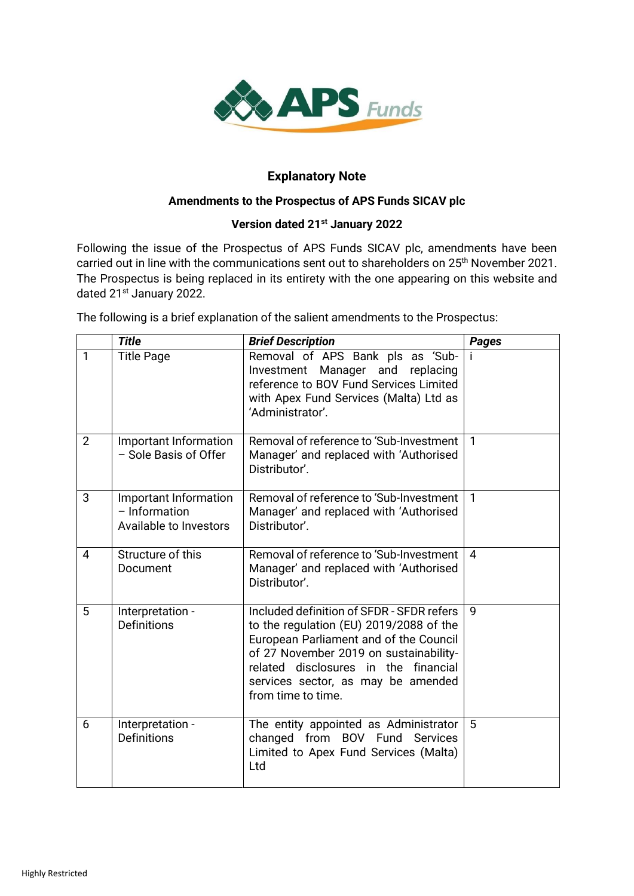# Explanatory Note

## Amendments to the Prospectus of APS Funds SICAV plc

### Version dated 21st January 2022

Following the issue of the Prospectus of APS Funds SICAV plc, amendments have been carried out in line with the communications sent out to shareholders on 25th November 2021. The Prospectus is being replaced in its entirety with the one appearing on this website and dated 21st January 2022.

The following is a brief explanation of the salient amendments to the Prospectus:

| | *Title* | *Brief Description* | *Pages* |
|---|---|---|---|
| 1 | Title Page | Removal of APS Bank pls as 'Sub-Investment Manager and replacing reference to BOV Fund Services Limited with Apex Fund Services (Malta) Ltd as 'Administrator'. | i |
| 2 | Important Information – Sole Basis of Offer | Removal of reference to 'Sub-Investment Manager' and replaced with 'Authorised Distributor'. | 1 |
| 3 | Important Information – Information Available to Investors | Removal of reference to 'Sub-Investment Manager' and replaced with 'Authorised Distributor'. | 1 |
| 4 | Structure of this Document | Removal of reference to 'Sub-Investment Manager' and replaced with 'Authorised Distributor'. | 4 |
| 5 | Interpretation - Definitions | Included definition of SFDR - SFDR refers to the regulation (EU) 2019/2088 of the European Parliament and of the Council of 27 November 2019 on sustainability-related disclosures in the financial services sector, as may be amended from time to time. | 9 |
| 6 | Interpretation - Definitions | The entity appointed as Administrator changed from BOV Fund Services Limited to Apex Fund Services (Malta) Ltd | 5 |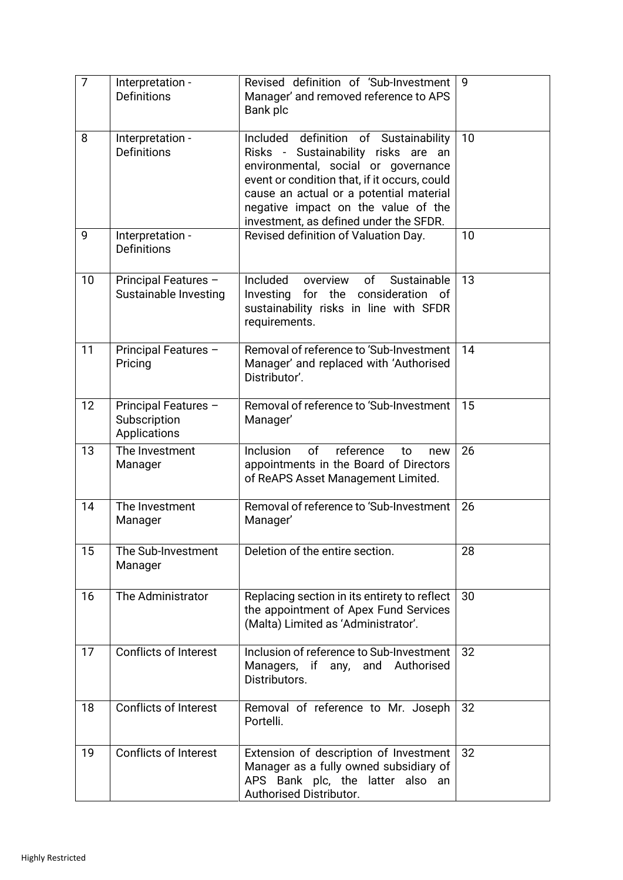| 7 | Interpretation - Definitions | Revised definition of 'Sub-Investment Manager' and removed reference to APS Bank plc | 9 |
|---|---|---|---|
| 8 | Interpretation - Definitions | Included definition of Sustainability Risks - Sustainability risks are an environmental, social or governance event or condition that, if it occurs, could cause an actual or a potential material negative impact on the value of the investment, as defined under the SFDR. | 10 |
| 9 | Interpretation - Definitions | Revised definition of Valuation Day. | 10 |
| 10 | Principal Features – Sustainable Investing | Included overview of Sustainable Investing for the consideration of sustainability risks in line with SFDR requirements. | 13 |
| 11 | Principal Features – Pricing | Removal of reference to 'Sub-Investment Manager' and replaced with 'Authorised Distributor'. | 14 |
| 12 | Principal Features – Subscription Applications | Removal of reference to 'Sub-Investment Manager' | 15 |
| 13 | The Investment Manager | Inclusion of reference to new appointments in the Board of Directors of ReAPS Asset Management Limited. | 26 |
| 14 | The Investment Manager | Removal of reference to 'Sub-Investment Manager' | 26 |
| 15 | The Sub-Investment Manager | Deletion of the entire section. | 28 |
| 16 | The Administrator | Replacing section in its entirety to reflect the appointment of Apex Fund Services (Malta) Limited as 'Administrator'. | 30 |
| 17 | Conflicts of Interest | Inclusion of reference to Sub-Investment Managers, if any, and Authorised Distributors. | 32 |
| 18 | Conflicts of Interest | Removal of reference to Mr. Joseph Portelli. | 32 |
| 19 | Conflicts of Interest | Extension of description of Investment Manager as a fully owned subsidiary of APS Bank plc, the latter also an Authorised Distributor. | 32 |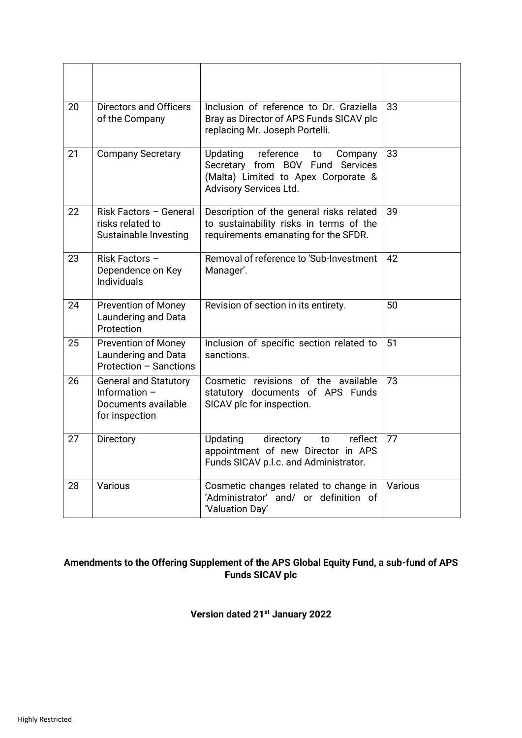| | | | |
|---|---|---|---|
| 20 | Directors and Officers of the Company | Inclusion of reference to Dr. Graziella Bray as Director of APS Funds SICAV plc replacing Mr. Joseph Portelli. | 33 |
| 21 | Company Secretary | Updating reference to Company Secretary from BOV Fund Services (Malta) Limited to Apex Corporate & Advisory Services Ltd. | 33 |
| 22 | Risk Factors – General risks related to Sustainable Investing | Description of the general risks related to sustainability risks in terms of the requirements emanating for the SFDR. | 39 |
| 23 | Risk Factors – Dependence on Key Individuals | Removal of reference to 'Sub-Investment Manager'. | 42 |
| 24 | Prevention of Money Laundering and Data Protection | Revision of section in its entirety. | 50 |
| 25 | Prevention of Money Laundering and Data Protection – Sanctions | Inclusion of specific section related to sanctions. | 51 |
| 26 | General and Statutory Information – Documents available for inspection | Cosmetic revisions of the available statutory documents of APS Funds SICAV plc for inspection. | 73 |
| 27 | Directory | Updating directory to reflect appointment of new Director in APS Funds SICAV p.l.c. and Administrator. | 77 |
| 28 | Various | Cosmetic changes related to change in 'Administrator' and/ or definition of 'Valuation Day' | Various |

**Amendments to the Offering Supplement of the APS Global Equity Fund, a sub-fund of APS Funds SICAV plc**

**Version dated 21st January 2022**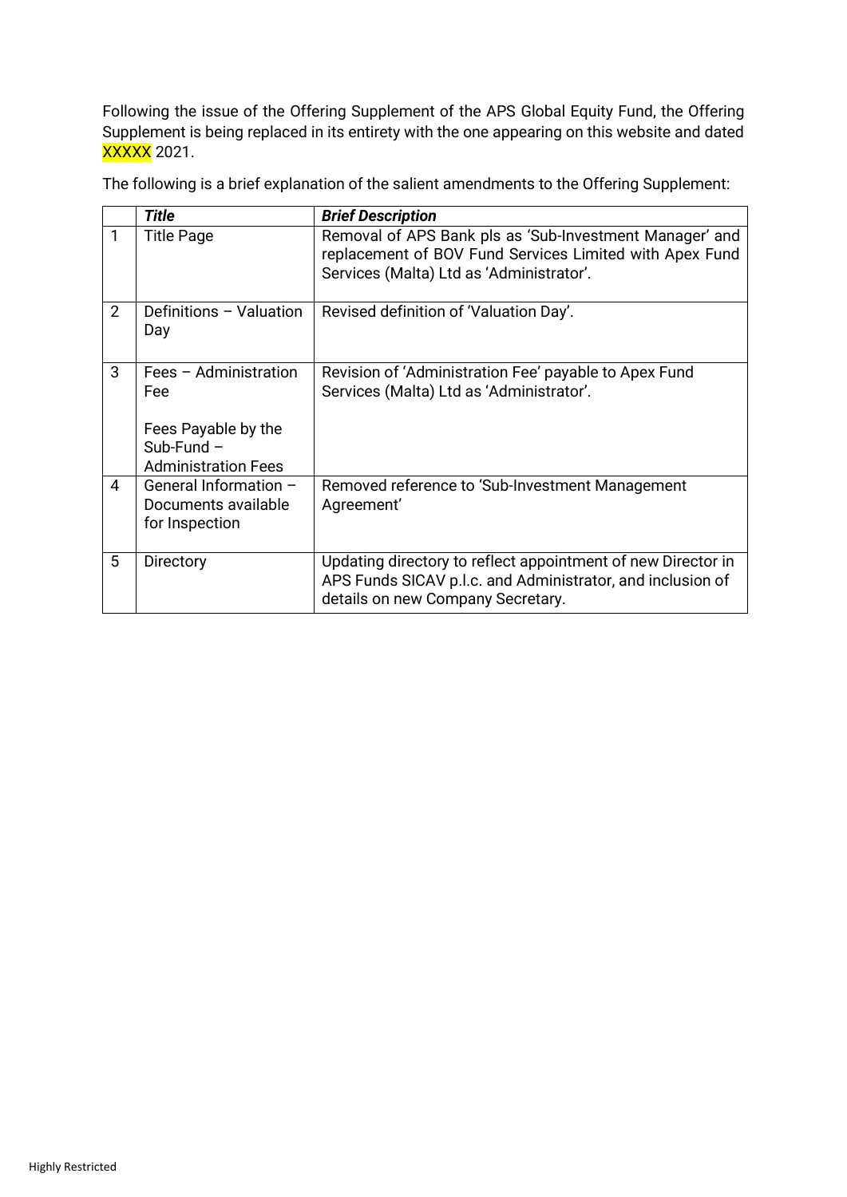Following the issue of the Offering Supplement of the APS Global Equity Fund, the Offering Supplement is being replaced in its entirety with the one appearing on this website and dated XXXXX 2021.

The following is a brief explanation of the salient amendments to the Offering Supplement:

| | ***Title*** | ***Brief Description*** |
|---|---|---|
| 1 | Title Page | Removal of APS Bank pls as 'Sub-Investment Manager' and replacement of BOV Fund Services Limited with Apex Fund Services (Malta) Ltd as 'Administrator'. |
| 2 | Definitions – Valuation Day | Revised definition of 'Valuation Day'. |
| 3 | Fees – Administration Fee<br><br>Fees Payable by the Sub-Fund – Administration Fees | Revision of 'Administration Fee' payable to Apex Fund Services (Malta) Ltd as 'Administrator'. |
| 4 | General Information – Documents available for Inspection | Removed reference to 'Sub-Investment Management Agreement' |
| 5 | Directory | Updating directory to reflect appointment of new Director in APS Funds SICAV p.l.c. and Administrator, and inclusion of details on new Company Secretary. |

Highly Restricted